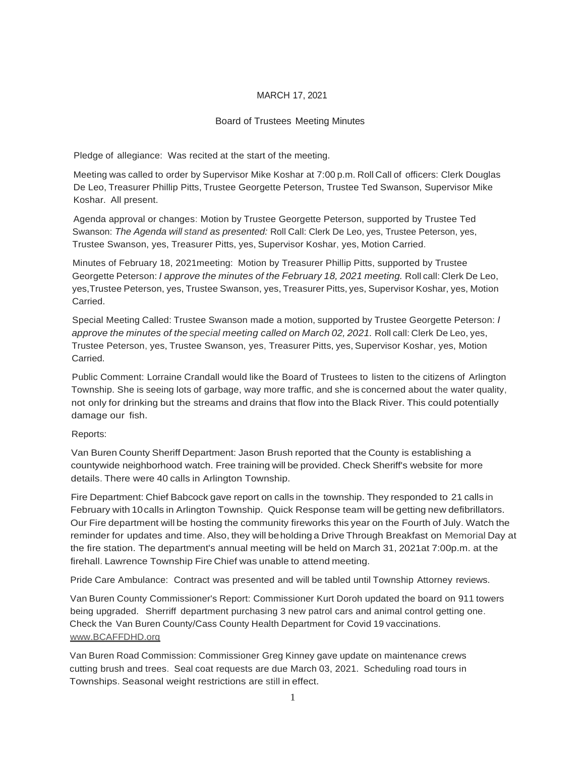MARCH 17, 2021

Board of Trustees Meeting Minutes

Pledge of allegiance: Was recited at the start of the meeting.

Meeting was called to order by Supervisor Mike Koshar at 7:00 p.m. Roll Call of officers: Clerk Douglas De Leo, Treasurer Phillip Pitts, Trustee Georgette Peterson, Trustee Ted Swanson, Supervisor Mike Koshar. All present.

Agenda approval or changes: Motion by Trustee Georgette Peterson, supported by Trustee Ted Swanson: *The Agenda will stand as presented:* Roll Call: Clerk De Leo, yes, Trustee Peterson, yes, Trustee Swanson, yes, Treasurer Pitts, yes, Supervisor Koshar, yes, Motion Carried.

Minutes of February 18, 2021meeting: Motion by Treasurer Phillip Pitts, supported by Trustee Georgette Peterson: *I approve the minutes of the February 18, 2021 meeting.* Roll call: Clerk De Leo, yes,Trustee Peterson, yes, Trustee Swanson, yes, Treasurer Pitts, yes, Supervisor Koshar, yes, Motion Carried.

Special Meeting Called: Trustee Swanson made a motion, supported by Trustee Georgette Peterson: *I approve the minutes of the special meeting called on March 02, 2021.* Roll call: Clerk De Leo, yes, Trustee Peterson, yes, Trustee Swanson, yes, Treasurer Pitts, yes, Supervisor Koshar, yes, Motion Carried.

Public Comment: Lorraine Crandall would like the Board of Trustees to listen to the citizens of Arlington Township. She is seeing lots of garbage, way more traffic, and she is concerned about the water quality, not only for drinking but the streams and drains that flow into the Black River. This could potentially damage our fish.

Reports:

Van Buren County Sheriff Department: Jason Brush reported that the County is establishing a countywide neighborhood watch. Free training will be provided. Check Sheriff's website for more details. There were 40 calls in Arlington Township.

Fire Department: Chief Babcock gave report on calls in the township. They responded to 21 calls in February with 10calls in Arlington Township. Quick Response team will be getting new defibrillators. Our Fire department will be hosting the community fireworks this year on the Fourth of July. Watch the reminder for updates and time. Also, they will beholding a Drive Through Breakfast on Memorial Day at the fire station. The department's annual meeting will be held on March 31, 2021at 7:00p.m. at the firehall. Lawrence Township Fire Chief was unable to attend meeting.

Pride Care Ambulance: Contract was presented and will be tabled until Township Attorney reviews.

Van Buren County Commissioner's Report: Commissioner Kurt Doroh updated the board on 911 towers being upgraded. Sherriff department purchasing 3 new patrol cars and animal control getting one. Check the Van Buren County/Cass County Health Department for Covid 19 vaccinations. www.BCAFFDHD.org

Van Buren Road Commission: Commissioner Greg Kinney gave update on maintenance crews cutting brush and trees. Seal coat requests are due March 03, 2021. Scheduling road tours in Townships. Seasonal weight restrictions are still in effect.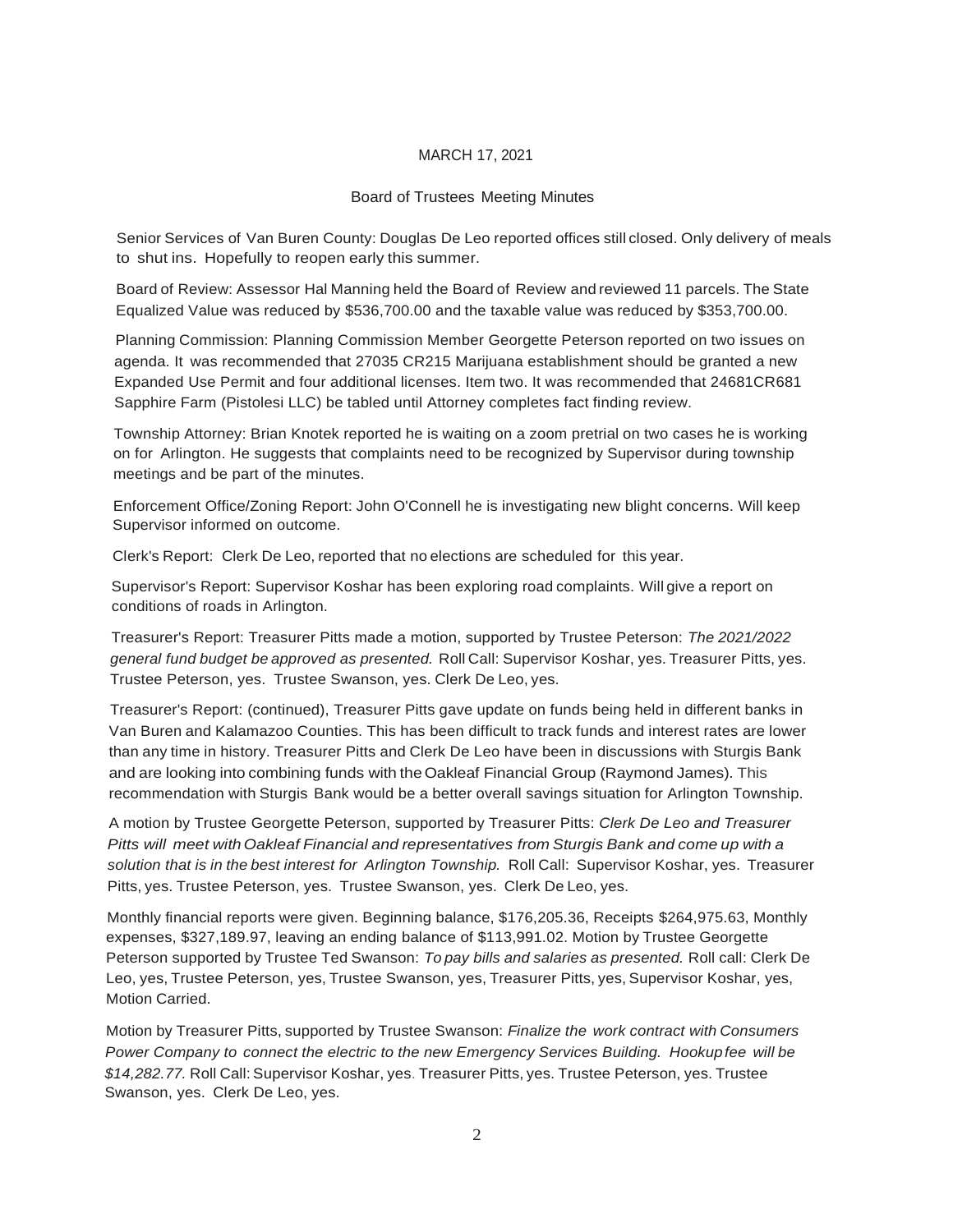MARCH 17, 2021

Board of Trustees Meeting Minutes

Senior Services of Van Buren County: Douglas De Leo reported offices still closed. Only delivery of meals to shut ins. Hopefully to reopen early this summer.

Board of Review: Assessor Hal Manning held the Board of Review and reviewed 11 parcels. The State Equalized Value was reduced by $536,700.00 and the taxable value was reduced by $353,700.00.

Planning Commission: Planning Commission Member Georgette Peterson reported on two issues on agenda. It was recommended that 27035 CR215 Marijuana establishment should be granted a new Expanded Use Permit and four additional licenses. Item two. It was recommended that 24681CR681 Sapphire Farm (Pistolesi LLC) be tabled until Attorney completes fact finding review.

Township Attorney: Brian Knotek reported he is waiting on a zoom pretrial on two cases he is working on for Arlington. He suggests that complaints need to be recognized by Supervisor during township meetings and be part of the minutes.

Enforcement Office/Zoning Report: John O'Connell he is investigating new blight concerns. Will keep Supervisor informed on outcome.

Clerk's Report: Clerk De Leo, reported that no elections are scheduled for this year.

Supervisor's Report: Supervisor Koshar has been exploring road complaints. Will give a report on conditions of roads in Arlington.

Treasurer's Report: Treasurer Pitts made a motion, supported by Trustee Peterson: *The 2021/2022 general fund budget be approved as presented.* Roll Call: Supervisor Koshar, yes. Treasurer Pitts, yes. Trustee Peterson, yes. Trustee Swanson, yes. Clerk De Leo, yes.

Treasurer's Report: (continued), Treasurer Pitts gave update on funds being held in different banks in Van Buren and Kalamazoo Counties. This has been difficult to track funds and interest rates are lower than any time in history. Treasurer Pitts and Clerk De Leo have been in discussions with Sturgis Bank and are looking into combining funds with the Oakleaf Financial Group (Raymond James). This recommendation with Sturgis Bank would be a better overall savings situation for Arlington Township.

A motion by Trustee Georgette Peterson, supported by Treasurer Pitts: *Clerk De Leo and Treasurer Pitts will meet with Oakleaf Financial and representatives from Sturgis Bank and come up with a solution that is in the best interest for Arlington Township.* Roll Call: Supervisor Koshar, yes. Treasurer Pitts, yes. Trustee Peterson, yes. Trustee Swanson, yes. Clerk De Leo, yes.

Monthly financial reports were given. Beginning balance, $176,205.36, Receipts $264,975.63, Monthly expenses, $327,189.97, leaving an ending balance of $113,991.02. Motion by Trustee Georgette Peterson supported by Trustee Ted Swanson: *To pay bills and salaries as presented.* Roll call: Clerk De Leo, yes, Trustee Peterson, yes, Trustee Swanson, yes, Treasurer Pitts, yes, Supervisor Koshar, yes, Motion Carried.

Motion by Treasurer Pitts, supported by Trustee Swanson: *Finalize the work contract with Consumers Power Company to connect the electric to the new Emergency Services Building. Hookup fee will be $14,282.77.* Roll Call: Supervisor Koshar, yes. Treasurer Pitts, yes. Trustee Peterson, yes. Trustee Swanson, yes. Clerk De Leo, yes.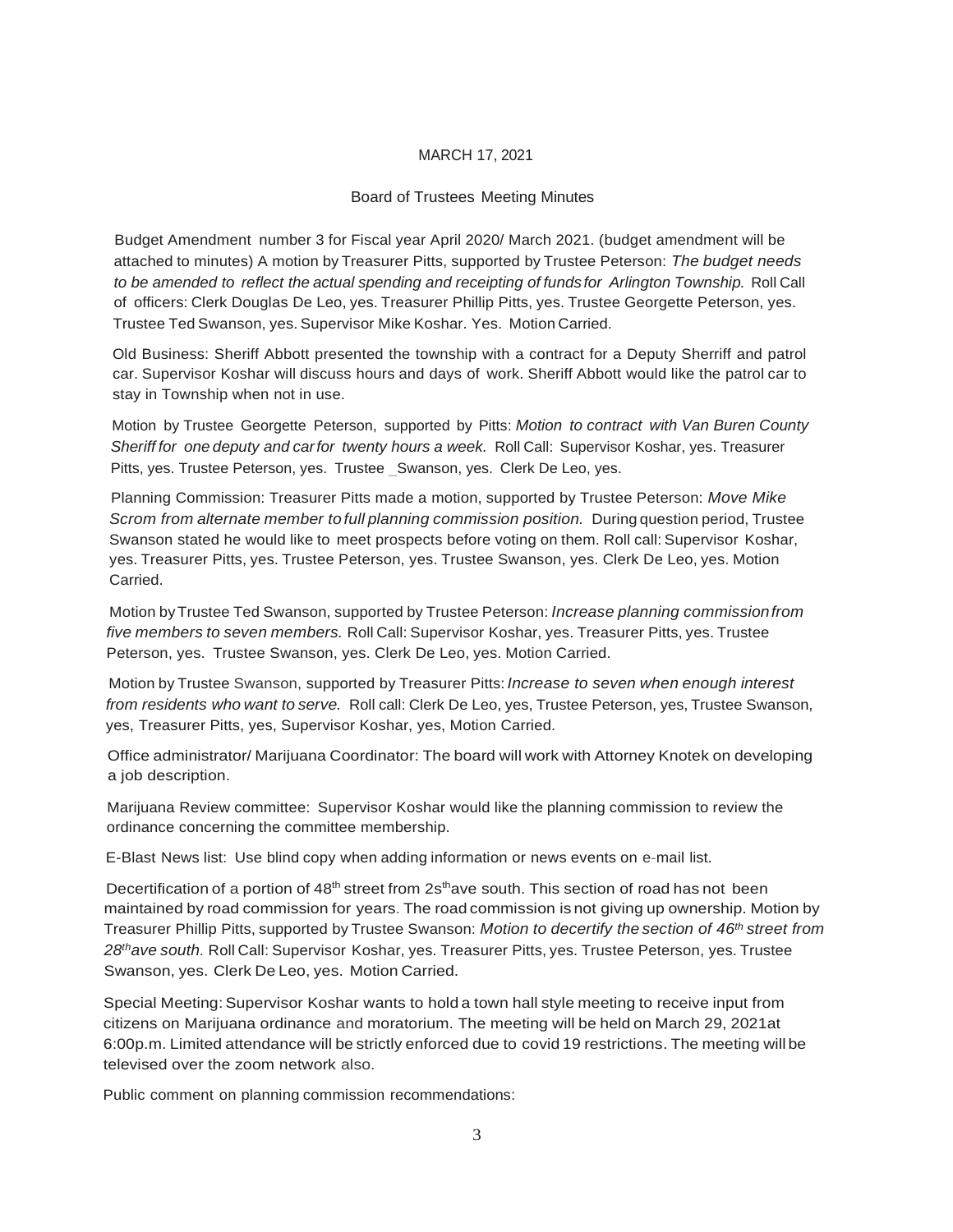MARCH 17, 2021

Board of Trustees Meeting Minutes

Budget Amendment number 3 for Fiscal year April 2020/ March 2021. (budget amendment will be attached to minutes) A motion by Treasurer Pitts, supported by Trustee Peterson: *The budget needs to be amended to reflect the actual spending and receipting of funds for Arlington Township.* Roll Call of officers: Clerk Douglas De Leo, yes. Treasurer Phillip Pitts, yes. Trustee Georgette Peterson, yes. Trustee Ted Swanson, yes. Supervisor Mike Koshar. Yes. Motion Carried.

Old Business: Sheriff Abbott presented the township with a contract for a Deputy Sherriff and patrol car. Supervisor Koshar will discuss hours and days of work. Sheriff Abbott would like the patrol car to stay in Township when not in use.

Motion by Trustee Georgette Peterson, supported by Pitts: *Motion to contract with Van Buren County Sheriff for one deputy and car for twenty hours a week.* Roll Call: Supervisor Koshar, yes. Treasurer Pitts, yes. Trustee Peterson, yes. Trustee _Swanson, yes. Clerk De Leo, yes.

Planning Commission: Treasurer Pitts made a motion, supported by Trustee Peterson: *Move Mike Scrom from alternate member to full planning commission position.* During question period, Trustee Swanson stated he would like to meet prospects before voting on them. Roll call: Supervisor Koshar, yes. Treasurer Pitts, yes. Trustee Peterson, yes. Trustee Swanson, yes. Clerk De Leo, yes. Motion Carried.

Motion by Trustee Ted Swanson, supported by Trustee Peterson: *Increase planning commission from five members to seven members.* Roll Call: Supervisor Koshar, yes. Treasurer Pitts, yes. Trustee Peterson, yes. Trustee Swanson, yes. Clerk De Leo, yes. Motion Carried.

Motion by Trustee Swanson, supported by Treasurer Pitts: *Increase to seven when enough interest from residents who want to serve.* Roll call: Clerk De Leo, yes, Trustee Peterson, yes, Trustee Swanson, yes, Treasurer Pitts, yes, Supervisor Koshar, yes, Motion Carried.

Office administrator/ Marijuana Coordinator: The board will work with Attorney Knotek on developing a job description.

Marijuana Review committee: Supervisor Koshar would like the planning commission to review the ordinance concerning the committee membership.

E-Blast News list: Use blind copy when adding information or news events on e-mail list.

Decertification of a portion of 48th street from 2sth ave south. This section of road has not been maintained by road commission for years. The road commission is not giving up ownership. Motion by Treasurer Phillip Pitts, supported by Trustee Swanson: *Motion to decertify the section of 46th street from 28th ave south.* Roll Call: Supervisor Koshar, yes. Treasurer Pitts, yes. Trustee Peterson, yes. Trustee Swanson, yes. Clerk De Leo, yes. Motion Carried.

Special Meeting: Supervisor Koshar wants to hold a town hall style meeting to receive input from citizens on Marijuana ordinance and moratorium. The meeting will be held on March 29, 2021at 6:00p.m. Limited attendance will be strictly enforced due to covid 19 restrictions. The meeting will be televised over the zoom network also.

Public comment on planning commission recommendations: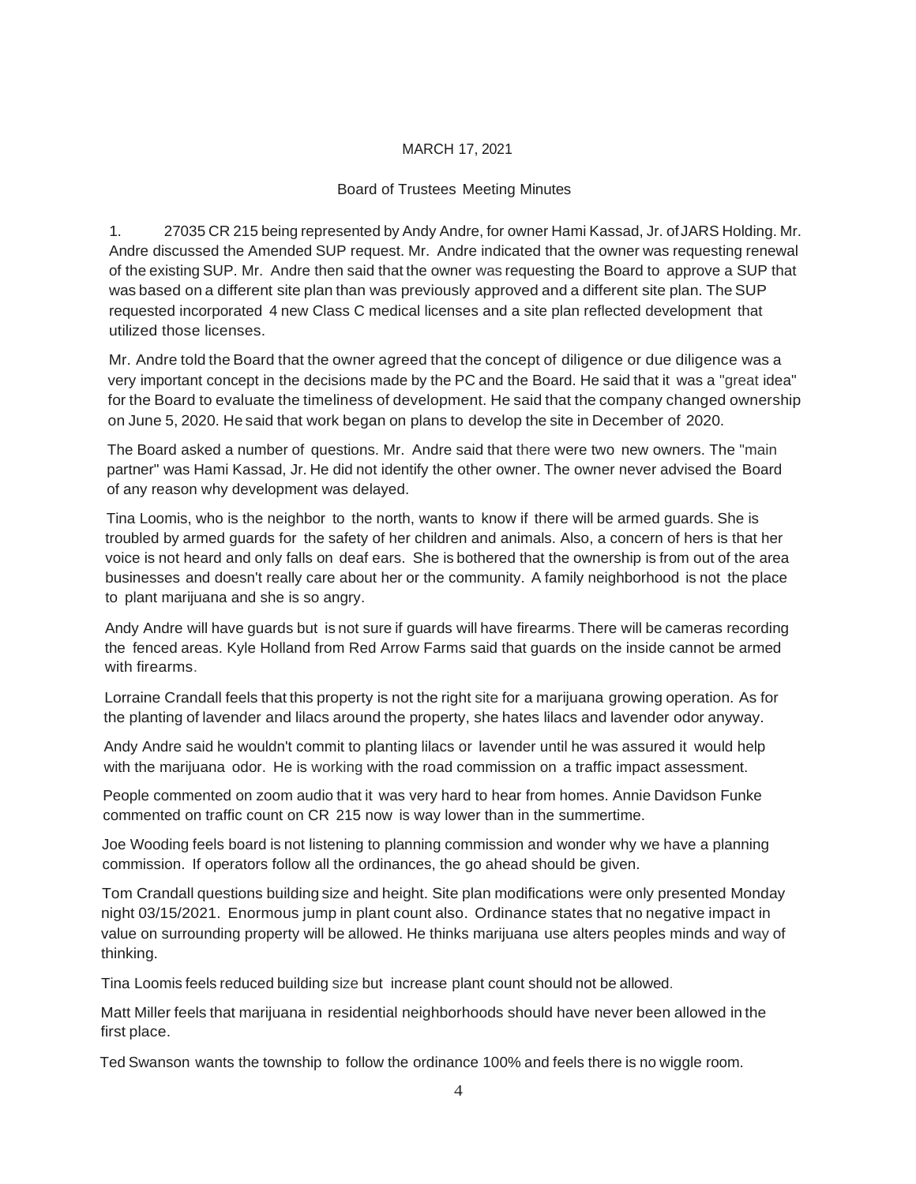MARCH 17, 2021

Board of Trustees Meeting Minutes

1. 27035 CR 215 being represented by Andy Andre, for owner Hami Kassad, Jr. of JARS Holding. Mr. Andre discussed the Amended SUP request. Mr. Andre indicated that the owner was requesting renewal of the existing SUP. Mr. Andre then said that the owner was requesting the Board to approve a SUP that was based on a different site plan than was previously approved and a different site plan. The SUP requested incorporated 4 new Class C medical licenses and a site plan reflected development that utilized those licenses.

Mr. Andre told the Board that the owner agreed that the concept of diligence or due diligence was a very important concept in the decisions made by the PC and the Board. He said that it was a "great idea" for the Board to evaluate the timeliness of development. He said that the company changed ownership on June 5, 2020. He said that work began on plans to develop the site in December of 2020.

The Board asked a number of questions. Mr. Andre said that there were two new owners. The "main partner" was Hami Kassad, Jr. He did not identify the other owner. The owner never advised the Board of any reason why development was delayed.

Tina Loomis, who is the neighbor to the north, wants to know if there will be armed guards. She is troubled by armed guards for the safety of her children and animals. Also, a concern of hers is that her voice is not heard and only falls on deaf ears. She is bothered that the ownership is from out of the area businesses and doesn't really care about her or the community. A family neighborhood is not the place to plant marijuana and she is so angry.

Andy Andre will have guards but is not sure if guards will have firearms. There will be cameras recording the fenced areas. Kyle Holland from Red Arrow Farms said that guards on the inside cannot be armed with firearms.

Lorraine Crandall feels that this property is not the right site for a marijuana growing operation. As for the planting of lavender and lilacs around the property, she hates lilacs and lavender odor anyway.

Andy Andre said he wouldn't commit to planting lilacs or lavender until he was assured it would help with the marijuana odor. He is working with the road commission on a traffic impact assessment.

People commented on zoom audio that it was very hard to hear from homes. Annie Davidson Funke commented on traffic count on CR 215 now is way lower than in the summertime.

Joe Wooding feels board is not listening to planning commission and wonder why we have a planning commission. If operators follow all the ordinances, the go ahead should be given.

Tom Crandall questions building size and height. Site plan modifications were only presented Monday night 03/15/2021. Enormous jump in plant count also. Ordinance states that no negative impact in value on surrounding property will be allowed. He thinks marijuana use alters peoples minds and way of thinking.

Tina Loomis feels reduced building size but increase plant count should not be allowed.

Matt Miller feels that marijuana in residential neighborhoods should have never been allowed in the first place.

Ted Swanson wants the township to follow the ordinance 100% and feels there is no wiggle room.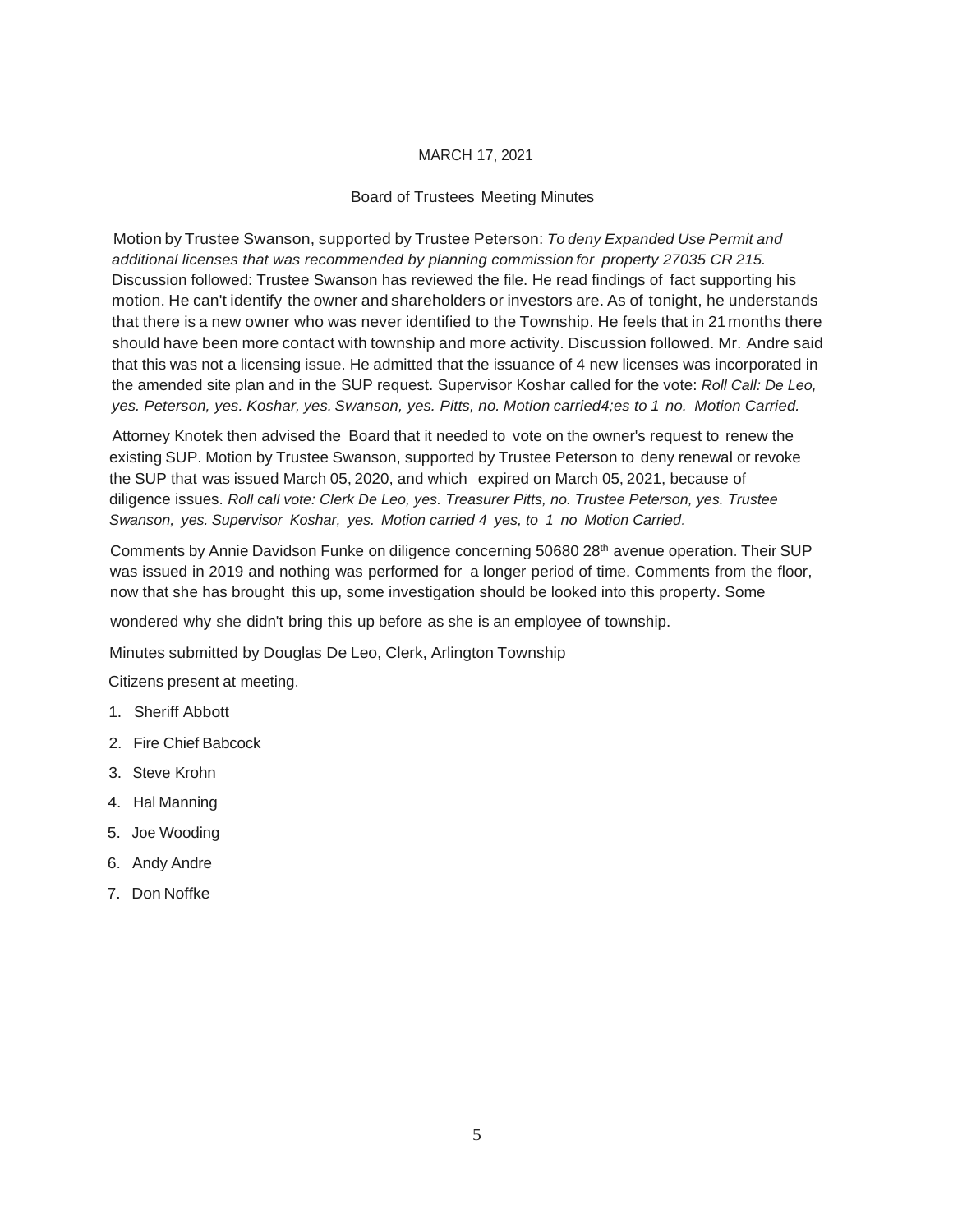MARCH 17, 2021

Board of Trustees Meeting Minutes

Motion by Trustee Swanson, supported by Trustee Peterson: *To deny Expanded Use Permit and additional licenses that was recommended by planning commission for property 27035 CR 215.* Discussion followed: Trustee Swanson has reviewed the file. He read findings of fact supporting his motion. He can't identify the owner and shareholders or investors are. As of tonight, he understands that there is a new owner who was never identified to the Township. He feels that in 21 months there should have been more contact with township and more activity. Discussion followed. Mr. Andre said that this was not a licensing issue. He admitted that the issuance of 4 new licenses was incorporated in the amended site plan and in the SUP request. Supervisor Koshar called for the vote: *Roll Call: De Leo, yes. Peterson, yes. Koshar, yes. Swanson, yes. Pitts, no. Motion carried4;es to 1 no. Motion Carried.*

Attorney Knotek then advised the Board that it needed to vote on the owner's request to renew the existing SUP. Motion by Trustee Swanson, supported by Trustee Peterson to deny renewal or revoke the SUP that was issued March 05, 2020, and which expired on March 05, 2021, because of diligence issues. *Roll call vote: Clerk De Leo, yes. Treasurer Pitts, no. Trustee Peterson, yes. Trustee Swanson, yes. Supervisor Koshar, yes. Motion carried 4 yes, to 1 no Motion Carried.*

Comments by Annie Davidson Funke on diligence concerning 50680 28th avenue operation. Their SUP was issued in 2019 and nothing was performed for a longer period of time. Comments from the floor, now that she has brought this up, some investigation should be looked into this property. Some wondered why she didn't bring this up before as she is an employee of township.

Minutes submitted by Douglas De Leo, Clerk, Arlington Township

Citizens present at meeting.

1. Sheriff Abbott
2. Fire Chief Babcock
3. Steve Krohn
4. Hal Manning
5. Joe Wooding
6. Andy Andre
7. Don Noffke